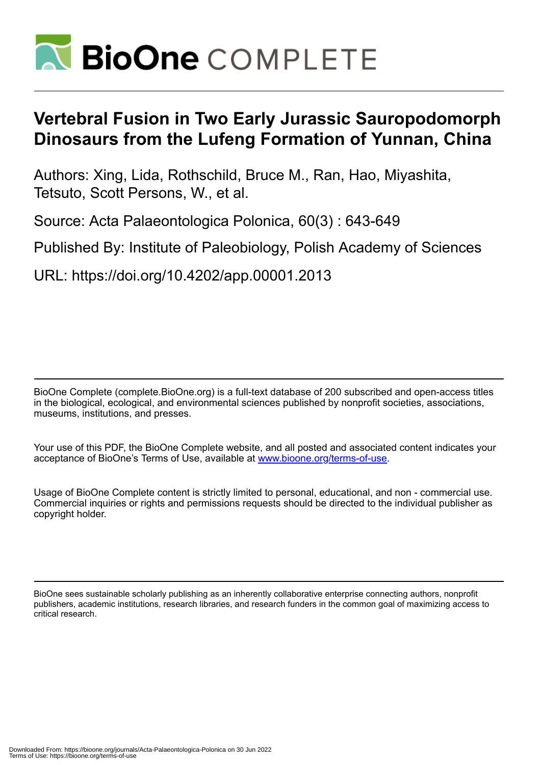# Vertebral Fusion in Two Early Jurassic Sauropodomorph Dinosaurs from the Lufeng Formation of Yunnan, China

Authors: Xing, Lida, Rothschild, Bruce M., Ran, Hao, Miyashita, Tetsuto, Scott Persons, W., et al.

Source: Acta Palaeontologica Polonica, 60(3) : 643-649

Published By: Institute of Paleobiology, Polish Academy of Sciences

URL: https://doi.org/10.4202/app.00001.2013

BioOne Complete (complete.BioOne.org) is a full-text database of 200 subscribed and open-access titles in the biological, ecological, and environmental sciences published by nonprofit societies, associations, museums, institutions, and presses.

Your use of this PDF, the BioOne Complete website, and all posted and associated content indicates your acceptance of BioOne's Terms of Use, available at www.bioone.org/terms-of-use.

Usage of BioOne Complete content is strictly limited to personal, educational, and non - commercial use. Commercial inquiries or rights and permissions requests should be directed to the individual publisher as copyright holder.

BioOne sees sustainable scholarly publishing as an inherently collaborative enterprise connecting authors, nonprofit publishers, academic institutions, research libraries, and research funders in the common goal of maximizing access to critical research.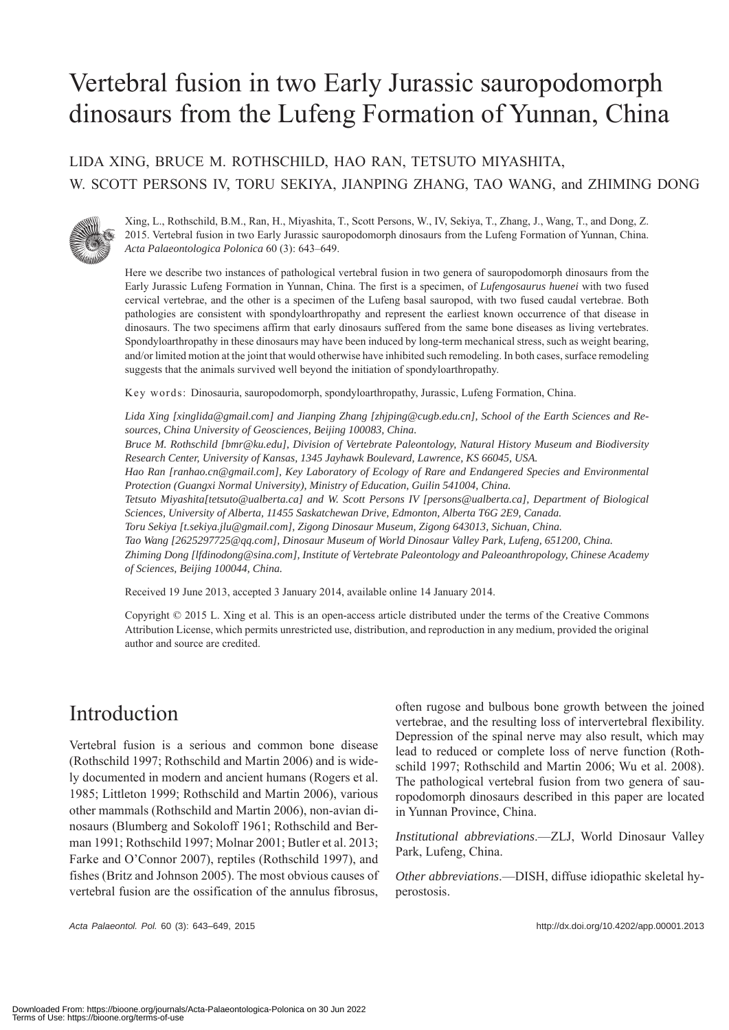# Vertebral fusion in two Early Jurassic sauropodomorph dinosaurs from the Lufeng Formation of Yunnan, China

LIDA XING, BRUCE M. ROTHSCHILD, HAO RAN, TETSUTO MIYASHITA, W. SCOTT PERSONS IV, TORU SEKIYA, JIANPING ZHANG, TAO WANG, and ZHIMING DONG

Xing, L., Rothschild, B.M., Ran, H., Miyashita, T., Scott Persons, W., IV, Sekiya, T., Zhang, J., Wang, T., and Dong, Z. 2015. Vertebral fusion in two Early Jurassic sauropodomorph dinosaurs from the Lufeng Formation of Yunnan, China. *Acta Palaeontologica Polonica* 60 (3): 643–649.

Here we describe two instances of pathological vertebral fusion in two genera of sauropodomorph dinosaurs from the Early Jurassic Lufeng Formation in Yunnan, China. The first is a specimen, of *Lufengosaurus huenei* with two fused cervical vertebrae, and the other is a specimen of the Lufeng basal sauropod, with two fused caudal vertebrae. Both pathologies are consistent with spondyloarthropathy and represent the earliest known occurrence of that disease in dinosaurs. The two specimens affirm that early dinosaurs suffered from the same bone diseases as living vertebrates. Spondyloarthropathy in these dinosaurs may have been induced by long-term mechanical stress, such as weight bearing, and/or limited motion at the joint that would otherwise have inhibited such remodeling. In both cases, surface remodeling suggests that the animals survived well beyond the initiation of spondyloarthropathy.

Key words: Dinosauria, sauropodomorph, spondyloarthropathy, Jurassic, Lufeng Formation, China.

*Lida Xing [xinglida@gmail.com] and Jianping Zhang [zhjping@cugb.edu.cn], School of the Earth Sciences and Resources, China University of Geosciences, Beijing 100083, China.*
*Bruce M. Rothschild [bmr@ku.edu], Division of Vertebrate Paleontology, Natural History Museum and Biodiversity Research Center, University of Kansas, 1345 Jayhawk Boulevard, Lawrence, KS 66045, USA.*
*Hao Ran [ranhao.cn@gmail.com], Key Laboratory of Ecology of Rare and Endangered Species and Environmental Protection (Guangxi Normal University), Ministry of Education, Guilin 541004, China.*
*Tetsuto Miyashita[tetsuto@ualberta.ca] and W. Scott Persons IV [persons@ualberta.ca], Department of Biological Sciences, University of Alberta, 11455 Saskatchewan Drive, Edmonton, Alberta T6G 2E9, Canada.*
*Toru Sekiya [t.sekiya.jlu@gmail.com], Zigong Dinosaur Museum, Zigong 643013, Sichuan, China.*
*Tao Wang [2625297725@qq.com], Dinosaur Museum of World Dinosaur Valley Park, Lufeng, 651200, China.*
*Zhiming Dong [lfdinodong@sina.com], Institute of Vertebrate Paleontology and Paleoanthropology, Chinese Academy of Sciences, Beijing 100044, China.*

Received 19 June 2013, accepted 3 January 2014, available online 14 January 2014.

Copyright © 2015 L. Xing et al. This is an open-access article distributed under the terms of the Creative Commons Attribution License, which permits unrestricted use, distribution, and reproduction in any medium, provided the original author and source are credited.

## Introduction

Vertebral fusion is a serious and common bone disease (Rothschild 1997; Rothschild and Martin 2006) and is widely documented in modern and ancient humans (Rogers et al. 1985; Littleton 1999; Rothschild and Martin 2006), various other mammals (Rothschild and Martin 2006), non-avian dinosaurs (Blumberg and Sokoloff 1961; Rothschild and Berman 1991; Rothschild 1997; Molnar 2001; Butler et al. 2013; Farke and O'Connor 2007), reptiles (Rothschild 1997), and fishes (Britz and Johnson 2005). The most obvious causes of vertebral fusion are the ossification of the annulus fibrosus, often rugose and bulbous bone growth between the joined vertebrae, and the resulting loss of intervertebral flexibility. Depression of the spinal nerve may also result, which may lead to reduced or complete loss of nerve function (Rothschild 1997; Rothschild and Martin 2006; Wu et al. 2008). The pathological vertebral fusion from two genera of sauropodomorph dinosaurs described in this paper are located in Yunnan Province, China.

*Institutional abbreviations*.—ZLJ, World Dinosaur Valley Park, Lufeng, China.

*Other abbreviations*.—DISH, diffuse idiopathic skeletal hyperostosis.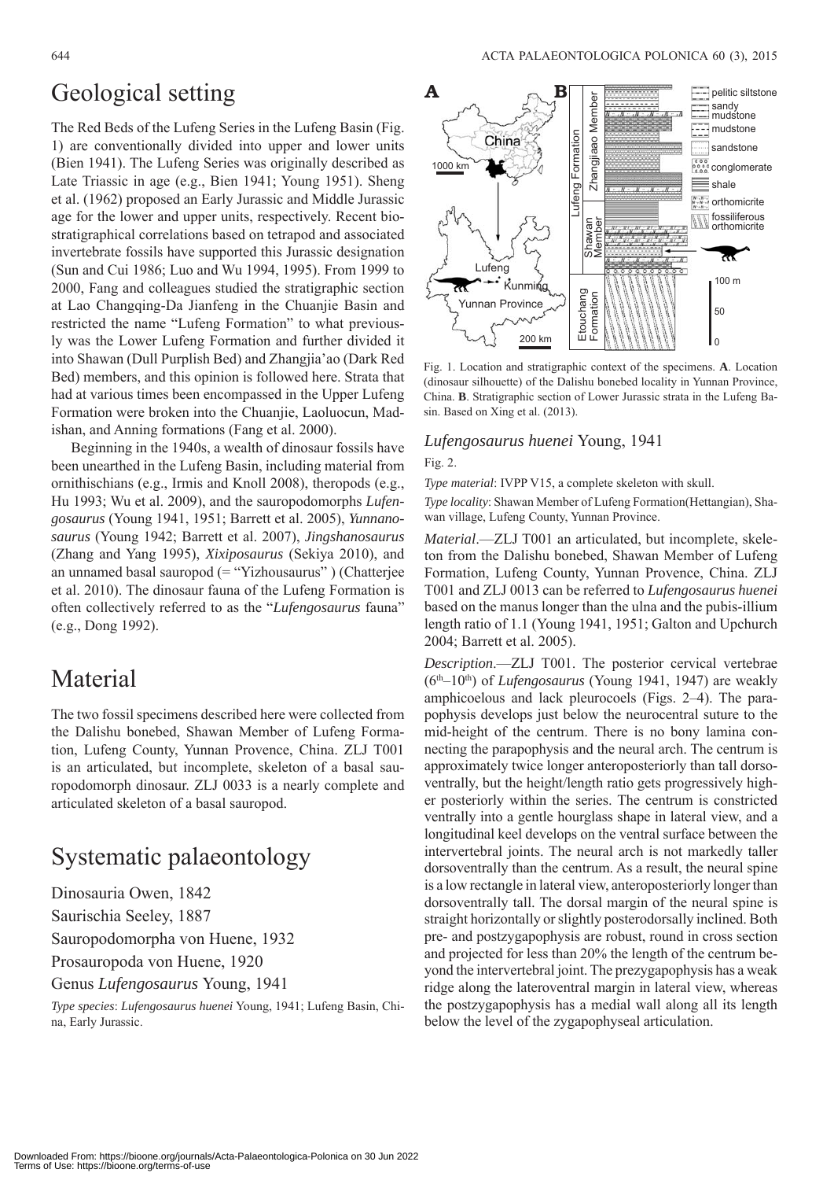# Geological setting

The Red Beds of the Lufeng Series in the Lufeng Basin (Fig. 1) are conventionally divided into upper and lower units (Bien 1941). The Lufeng Series was originally described as Late Triassic in age (e.g., Bien 1941; Young 1951). Sheng et al. (1962) proposed an Early Jurassic and Middle Jurassic age for the lower and upper units, respectively. Recent biostratigraphical correlations based on tetrapod and associated invertebrate fossils have supported this Jurassic designation (Sun and Cui 1986; Luo and Wu 1994, 1995). From 1999 to 2000, Fang and colleagues studied the stratigraphic section at Lao Changqing-Da Jianfeng in the Chuanjie Basin and restricted the name "Lufeng Formation" to what previously was the Lower Lufeng Formation and further divided it into Shawan (Dull Purplish Bed) and Zhangjia'ao (Dark Red Bed) members, and this opinion is followed here. Strata that had at various times been encompassed in the Upper Lufeng Formation were broken into the Chuanjie, Laoluocun, Madishan, and Anning formations (Fang et al. 2000).

Beginning in the 1940s, a wealth of dinosaur fossils have been unearthed in the Lufeng Basin, including material from ornithischians (e.g., Irmis and Knoll 2008), theropods (e.g., Hu 1993; Wu et al. 2009), and the sauropodomorphs *Lufengosaurus* (Young 1941, 1951; Barrett et al. 2005), *Yunnanosaurus* (Young 1942; Barrett et al. 2007), *Jingshanosaurus* (Zhang and Yang 1995), *Xixiposaurus* (Sekiya 2010), and an unnamed basal sauropod (= "Yizhousaurus" ) (Chatterjee et al. 2010). The dinosaur fauna of the Lufeng Formation is often collectively referred to as the "*Lufengosaurus* fauna" (e.g., Dong 1992).

# Material

The two fossil specimens described here were collected from the Dalishu bonebed, Shawan Member of Lufeng Formation, Lufeng County, Yunnan Provence, China. ZLJ T001 is an articulated, but incomplete, skeleton of a basal sauropodomorph dinosaur. ZLJ 0033 is a nearly complete and articulated skeleton of a basal sauropod.

# Systematic palaeontology

Dinosauria Owen, 1842

Saurischia Seeley, 1887

Sauropodomorpha von Huene, 1932

Prosauropoda von Huene, 1920

Genus *Lufengosaurus* Young, 1941

*Type species*: *Lufengosaurus huenei* Young, 1941; Lufeng Basin, China, Early Jurassic.

Fig. 1. Location and stratigraphic context of the specimens. **A**. Location (dinosaur silhouette) of the Dalishu bonebed locality in Yunnan Province, China. **B**. Stratigraphic section of Lower Jurassic strata in the Lufeng Basin. Based on Xing et al. (2013).

## *Lufengosaurus huenei* Young, 1941

Fig. 2.

*Type material*: IVPP V15, a complete skeleton with skull.

*Type locality*: Shawan Member of Lufeng Formation(Hettangian), Shawan village, Lufeng County, Yunnan Province.

*Material*.—ZLJ T001 an articulated, but incomplete, skeleton from the Dalishu bonebed, Shawan Member of Lufeng Formation, Lufeng County, Yunnan Provence, China. ZLJ T001 and ZLJ 0013 can be referred to *Lufengosaurus huenei* based on the manus longer than the ulna and the pubis-illium length ratio of 1.1 (Young 1941, 1951; Galton and Upchurch 2004; Barrett et al. 2005).

*Description*.—ZLJ T001. The posterior cervical vertebrae (6th–10th) of *Lufengosaurus* (Young 1941, 1947) are weakly amphicoelous and lack pleurocoels (Figs. 2–4). The parapophysis develops just below the neurocentral suture to the mid-height of the centrum. There is no bony lamina connecting the parapophysis and the neural arch. The centrum is approximately twice longer anteroposteriorly than tall dorsoventrally, but the height/length ratio gets progressively higher posteriorly within the series. The centrum is constricted ventrally into a gentle hourglass shape in lateral view, and a longitudinal keel develops on the ventral surface between the intervertebral joints. The neural arch is not markedly taller dorsoventrally than the centrum. As a result, the neural spine is a low rectangle in lateral view, anteroposteriorly longer than dorsoventrally tall. The dorsal margin of the neural spine is straight horizontally or slightly posterodorsally inclined. Both pre- and postzygapophysis are robust, round in cross section and projected for less than 20% the length of the centrum beyond the intervertebral joint. The prezygapophysis has a weak ridge along the lateroventral margin in lateral view, whereas the postzygapophysis has a medial wall along all its length below the level of the zygapophyseal articulation.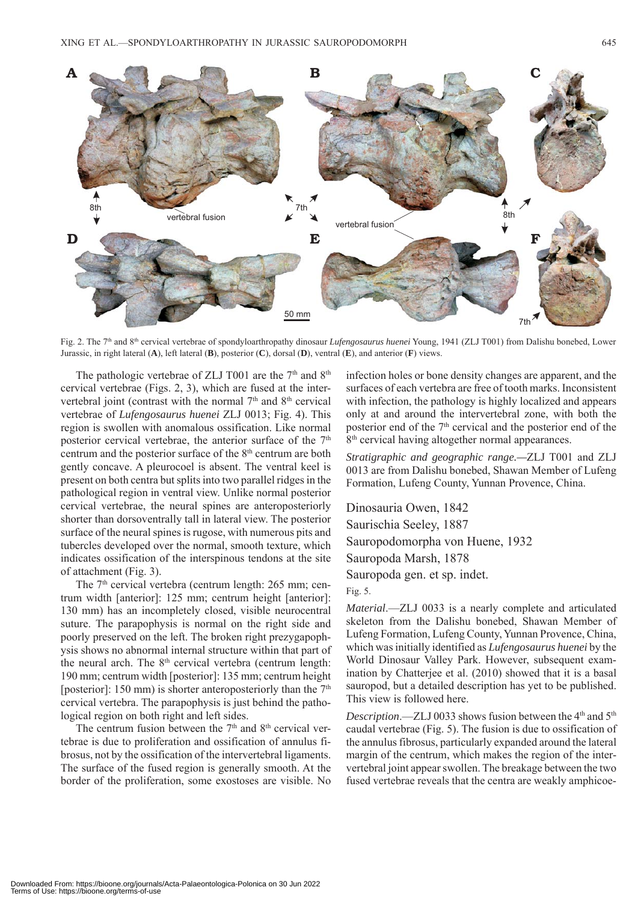Fig. 2. The 7th and 8th cervical vertebrae of spondyloarthropathy dinosaur *Lufengosaurus huenei* Young, 1941 (ZLJ T001) from Dalishu bonebed, Lower Jurassic, in right lateral (**A**), left lateral (**B**), posterior (**C**), dorsal (**D**), ventral (**E**), and anterior (**F**) views.

The pathologic vertebrae of ZLJ T001 are the 7th and 8th cervical vertebrae (Figs. 2, 3), which are fused at the intervertebral joint (contrast with the normal 7th and 8th cervical vertebrae of *Lufengosaurus huenei* ZLJ 0013; Fig. 4). This region is swollen with anomalous ossification. Like normal posterior cervical vertebrae, the anterior surface of the 7th centrum and the posterior surface of the 8th centrum are both gently concave. A pleurocoel is absent. The ventral keel is present on both centra but splits into two parallel ridges in the pathological region in ventral view. Unlike normal posterior cervical vertebrae, the neural spines are anteroposteriorly shorter than dorsoventrally tall in lateral view. The posterior surface of the neural spines is rugose, with numerous pits and tubercles developed over the normal, smooth texture, which indicates ossification of the interspinous tendons at the site of attachment (Fig. 3).

The 7th cervical vertebra (centrum length: 265 mm; centrum width [anterior]: 125 mm; centrum height [anterior]: 130 mm) has an incompletely closed, visible neurocentral suture. The parapophysis is normal on the right side and poorly preserved on the left. The broken right prezygapophysis shows no abnormal internal structure within that part of the neural arch. The 8th cervical vertebra (centrum length: 190 mm; centrum width [posterior]: 135 mm; centrum height [posterior]: 150 mm) is shorter anteroposteriorly than the 7th cervical vertebra. The parapophysis is just behind the pathological region on both right and left sides.

The centrum fusion between the 7th and 8th cervical vertebrae is due to proliferation and ossification of annulus fibrosus, not by the ossification of the intervertebral ligaments. The surface of the fused region is generally smooth. At the border of the proliferation, some exostoses are visible. No infection holes or bone density changes are apparent, and the surfaces of each vertebra are free of tooth marks. Inconsistent with infection, the pathology is highly localized and appears only at and around the intervertebral zone, with both the posterior end of the 7th cervical and the posterior end of the 8th cervical having altogether normal appearances.

*Stratigraphic and geographic range*.—ZLJ T001 and ZLJ 0013 are from Dalishu bonebed, Shawan Member of Lufeng Formation, Lufeng County, Yunnan Provence, China.

Dinosauria Owen, 1842

Saurischia Seeley, 1887

Sauropodomorpha von Huene, 1932

Sauropoda Marsh, 1878

Sauropoda gen. et sp. indet.

Fig. 5.

*Material*.—ZLJ 0033 is a nearly complete and articulated skeleton from the Dalishu bonebed, Shawan Member of Lufeng Formation, Lufeng County, Yunnan Provence, China, which was initially identified as *Lufengosaurus huenei* by the World Dinosaur Valley Park. However, subsequent examination by Chatterjee et al. (2010) showed that it is a basal sauropod, but a detailed description has yet to be published. This view is followed here.

*Description*.—ZLJ 0033 shows fusion between the 4th and 5th caudal vertebrae (Fig. 5). The fusion is due to ossification of the annulus fibrosus, particularly expanded around the lateral margin of the centrum, which makes the region of the intervertebral joint appear swollen. The breakage between the two fused vertebrae reveals that the centra are weakly amphicoe-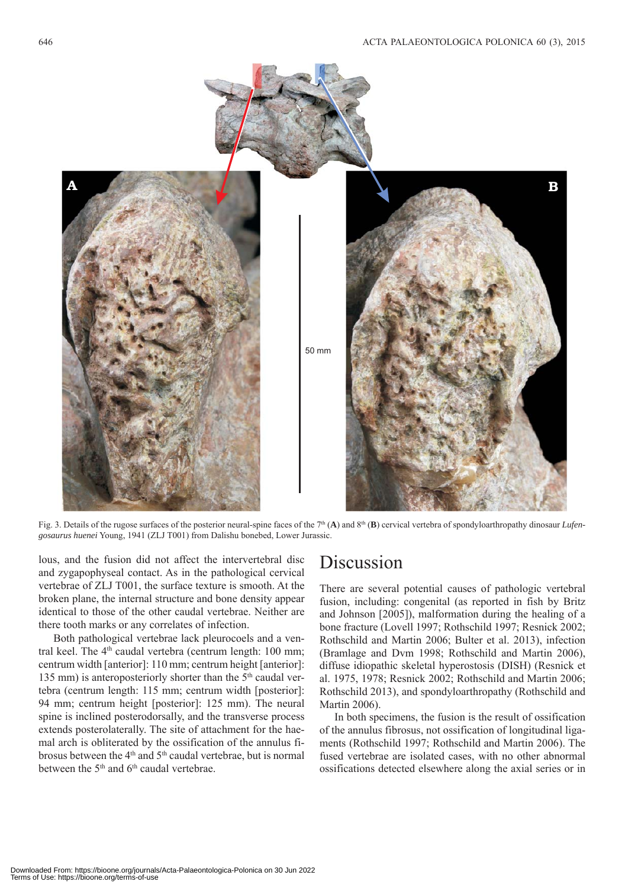Fig. 3. Details of the rugose surfaces of the posterior neural-spine faces of the 7th (**A**) and 8th (**B**) cervical vertebra of spondyloarthropathy dinosaur *Lufengosaurus huenei* Young, 1941 (ZLJ T001) from Dalishu bonebed, Lower Jurassic.

lous, and the fusion did not affect the intervertebral disc and zygapophyseal contact. As in the pathological cervical vertebrae of ZLJ T001, the surface texture is smooth. At the broken plane, the internal structure and bone density appear identical to those of the other caudal vertebrae. Neither are there tooth marks or any correlates of infection.

Both pathological vertebrae lack pleurocoels and a ventral keel. The 4th caudal vertebra (centrum length: 100 mm; centrum width [anterior]: 110 mm; centrum height [anterior]: 135 mm) is anteroposteriorly shorter than the 5th caudal vertebra (centrum length: 115 mm; centrum width [posterior]: 94 mm; centrum height [posterior]: 125 mm). The neural spine is inclined posterodorsally, and the transverse process extends posterolaterally. The site of attachment for the haemal arch is obliterated by the ossification of the annulus fibrosus between the 4th and 5th caudal vertebrae, but is normal between the 5th and 6th caudal vertebrae.

## Discussion

There are several potential causes of pathologic vertebral fusion, including: congenital (as reported in fish by Britz and Johnson [2005]), malformation during the healing of a bone fracture (Lovell 1997; Rothschild 1997; Resnick 2002; Rothschild and Martin 2006; Bulter et al. 2013), infection (Bramlage and Dvm 1998; Rothschild and Martin 2006), diffuse idiopathic skeletal hyperostosis (DISH) (Resnick et al. 1975, 1978; Resnick 2002; Rothschild and Martin 2006; Rothschild 2013), and spondyloarthropathy (Rothschild and Martin 2006).

In both specimens, the fusion is the result of ossification of the annulus fibrosus, not ossification of longitudinal ligaments (Rothschild 1997; Rothschild and Martin 2006). The fused vertebrae are isolated cases, with no other abnormal ossifications detected elsewhere along the axial series or in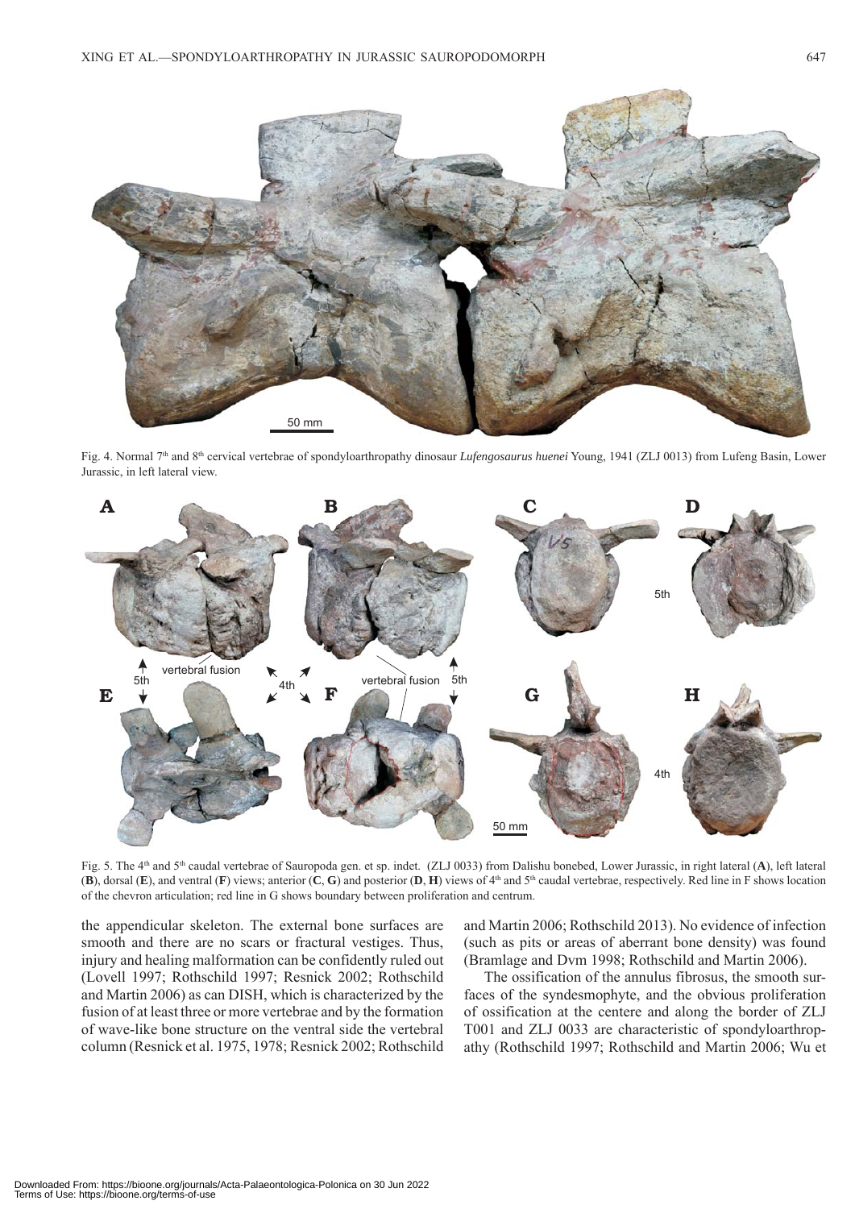Fig. 4. Normal 7th and 8th cervical vertebrae of spondyloarthropathy dinosaur *Lufengosaurus huenei* Young, 1941 (ZLJ 0013) from Lufeng Basin, Lower Jurassic, in left lateral view.

Fig. 5. The 4th and 5th caudal vertebrae of Sauropoda gen. et sp. indet. (ZLJ 0033) from Dalishu bonebed, Lower Jurassic, in right lateral (**A**), left lateral (**B**), dorsal (**E**), and ventral (**F**) views; anterior (**C**, **G**) and posterior (**D**, **H**) views of 4th and 5th caudal vertebrae, respectively. Red line in F shows location of the chevron articulation; red line in G shows boundary between proliferation and centrum.

the appendicular skeleton. The external bone surfaces are smooth and there are no scars or fractural vestiges. Thus, injury and healing malformation can be confidently ruled out (Lovell 1997; Rothschild 1997; Resnick 2002; Rothschild and Martin 2006) as can DISH, which is characterized by the fusion of at least three or more vertebrae and by the formation of wave-like bone structure on the ventral side the vertebral column (Resnick et al. 1975, 1978; Resnick 2002; Rothschild and Martin 2006; Rothschild 2013). No evidence of infection (such as pits or areas of aberrant bone density) was found (Bramlage and Dvm 1998; Rothschild and Martin 2006).

The ossification of the annulus fibrosus, the smooth surfaces of the syndesmophyte, and the obvious proliferation of ossification at the centere and along the border of ZLJ T001 and ZLJ 0033 are characteristic of spondyloarthropathy (Rothschild 1997; Rothschild and Martin 2006; Wu et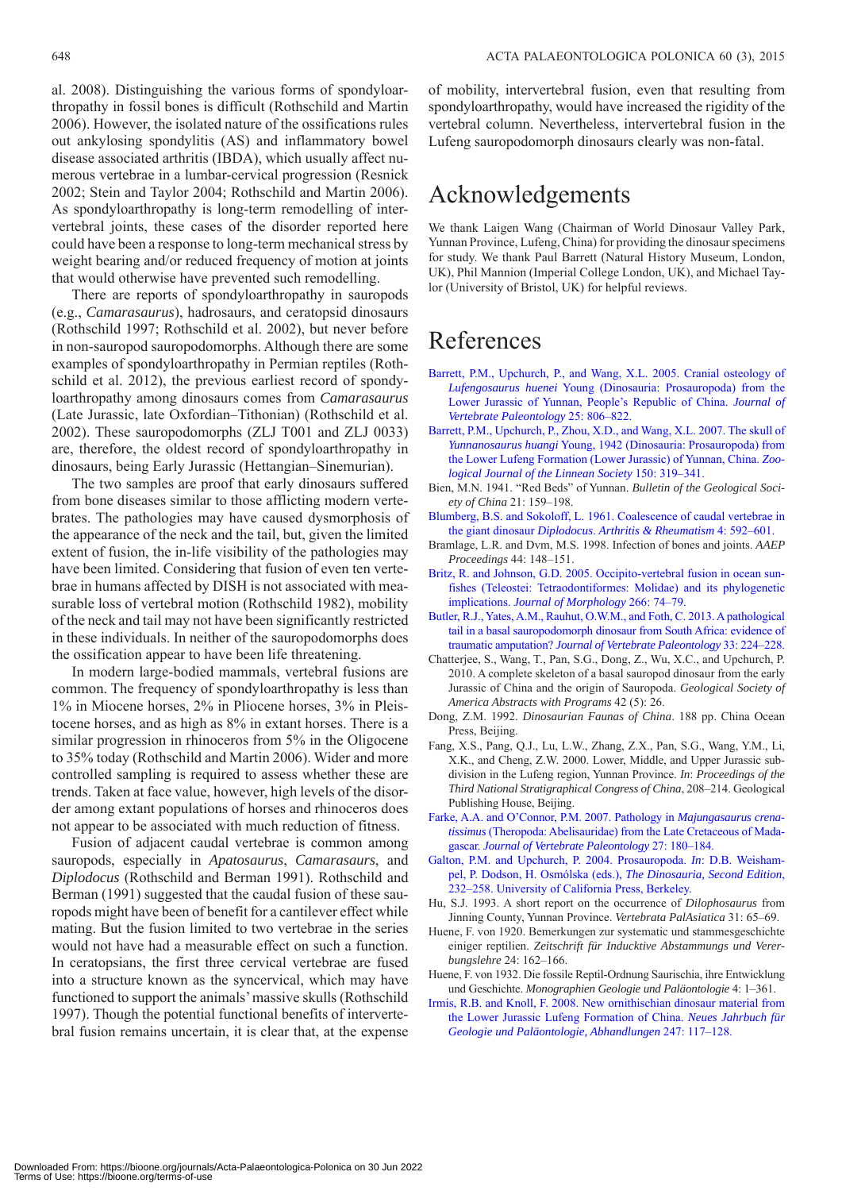al. 2008). Distinguishing the various forms of spondyloarthropathy in fossil bones is difficult (Rothschild and Martin 2006). However, the isolated nature of the ossifications rules out ankylosing spondylitis (AS) and inflammatory bowel disease associated arthritis (IBDA), which usually affect numerous vertebrae in a lumbar-cervical progression (Resnick 2002; Stein and Taylor 2004; Rothschild and Martin 2006). As spondyloarthropathy is long-term remodelling of intervertebral joints, these cases of the disorder reported here could have been a response to long-term mechanical stress by weight bearing and/or reduced frequency of motion at joints that would otherwise have prevented such remodelling.

There are reports of spondyloarthropathy in sauropods (e.g., *Camarasaurus*), hadrosaurs, and ceratopsid dinosaurs (Rothschild 1997; Rothschild et al. 2002), but never before in non-sauropod sauropodomorphs. Although there are some examples of spondyloarthropathy in Permian reptiles (Rothschild et al. 2012), the previous earliest record of spondyloarthropathy among dinosaurs comes from *Camarasaurus* (Late Jurassic, late Oxfordian–Tithonian) (Rothschild et al. 2002). These sauropodomorphs (ZLJ T001 and ZLJ 0033) are, therefore, the oldest record of spondyloarthropathy in dinosaurs, being Early Jurassic (Hettangian–Sinemurian).

The two samples are proof that early dinosaurs suffered from bone diseases similar to those afflicting modern vertebrates. The pathologies may have caused dysmorphosis of the appearance of the neck and the tail, but, given the limited extent of fusion, the in-life visibility of the pathologies may have been limited. Considering that fusion of even ten vertebrae in humans affected by DISH is not associated with measurable loss of vertebral motion (Rothschild 1982), mobility of the neck and tail may not have been significantly restricted in these individuals. In neither of the sauropodomorphs does the ossification appear to have been life threatening.

In modern large-bodied mammals, vertebral fusions are common. The frequency of spondyloarthropathy is less than 1% in Miocene horses, 2% in Pliocene horses, 3% in Pleistocene horses, and as high as 8% in extant horses. There is a similar progression in rhinoceros from 5% in the Oligocene to 35% today (Rothschild and Martin 2006). Wider and more controlled sampling is required to assess whether these are trends. Taken at face value, however, high levels of the disorder among extant populations of horses and rhinoceros does not appear to be associated with much reduction of fitness.

Fusion of adjacent caudal vertebrae is common among sauropods, especially in *Apatosaurus*, *Camarasaurs*, and *Diplodocus* (Rothschild and Berman 1991). Rothschild and Berman (1991) suggested that the caudal fusion of these sauropods might have been of benefit for a cantilever effect while mating. But the fusion limited to two vertebrae in the series would not have had a measurable effect on such a function. In ceratopsians, the first three cervical vertebrae are fused into a structure known as the syncervical, which may have functioned to support the animals' massive skulls (Rothschild 1997). Though the potential functional benefits of intervertebral fusion remains uncertain, it is clear that, at the expense of mobility, intervertebral fusion, even that resulting from spondyloarthropathy, would have increased the rigidity of the vertebral column. Nevertheless, intervertebral fusion in the Lufeng sauropodomorph dinosaurs clearly was non-fatal.

## Acknowledgements

We thank Laigen Wang (Chairman of World Dinosaur Valley Park, Yunnan Province, Lufeng, China) for providing the dinosaur specimens for study. We thank Paul Barrett (Natural History Museum, London, UK), Phil Mannion (Imperial College London, UK), and Michael Taylor (University of Bristol, UK) for helpful reviews.

## References

Barrett, P.M., Upchurch, P., and Wang, X.L. 2005. Cranial osteology of *Lufengosaurus huenei* Young (Dinosauria: Prosauropoda) from the Lower Jurassic of Yunnan, People's Republic of China. *Journal of Vertebrate Paleontology* 25: 806–822.

Barrett, P.M., Upchurch, P., Zhou, X.D., and Wang, X.L. 2007. The skull of *Yunnanosaurus huangi* Young, 1942 (Dinosauria: Prosauropoda) from the Lower Lufeng Formation (Lower Jurassic) of Yunnan, China. *Zoological Journal of the Linnean Society* 150: 319–341.

Bien, M.N. 1941. "Red Beds" of Yunnan. *Bulletin of the Geological Society of China* 21: 159–198.

Blumberg, B.S. and Sokoloff, L. 1961. Coalescence of caudal vertebrae in the giant dinosaur *Diplodocus*. *Arthritis & Rheumatism* 4: 592–601.

Bramlage, L.R. and Dvm, M.S. 1998. Infection of bones and joints. *AAEP Proceedings* 44: 148–151.

Britz, R. and Johnson, G.D. 2005. Occipito-vertebral fusion in ocean sunfishes (Teleostei: Tetraodontiformes: Molidae) and its phylogenetic implications. *Journal of Morphology* 266: 74–79.

Butler, R.J., Yates, A.M., Rauhut, O.W.M., and Foth, C. 2013. A pathological tail in a basal sauropodomorph dinosaur from South Africa: evidence of traumatic amputation? *Journal of Vertebrate Paleontology* 33: 224–228.

Chatterjee, S., Wang, T., Pan, S.G., Dong, Z., Wu, X.C., and Upchurch, P. 2010. A complete skeleton of a basal sauropod dinosaur from the early Jurassic of China and the origin of Sauropoda. *Geological Society of America Abstracts with Programs* 42 (5): 26.

Dong, Z.M. 1992. *Dinosaurian Faunas of China*. 188 pp. China Ocean Press, Beijing.

Fang, X.S., Pang, Q.J., Lu, L.W., Zhang, Z.X., Pan, S.G., Wang, Y.M., Li, X.K., and Cheng, Z.W. 2000. Lower, Middle, and Upper Jurassic subdivision in the Lufeng region, Yunnan Province. *In*: *Proceedings of the Third National Stratigraphical Congress of China*, 208–214. Geological Publishing House, Beijing.

Farke, A.A. and O'Connor, P.M. 2007. Pathology in *Majungasaurus crenatissimus* (Theropoda: Abelisauridae) from the Late Cretaceous of Madagascar. *Journal of Vertebrate Paleontology* 27: 180–184.

Galton, P.M. and Upchurch, P. 2004. Prosauropoda. *In*: D.B. Weishampel, P. Dodson, H. Osmólska (eds.), *The Dinosauria, Second Edition*, 232–258. University of California Press, Berkeley.

Hu, S.J. 1993. A short report on the occurrence of *Dilophosaurus* from Jinning County, Yunnan Province. *Vertebrata PalAsiatica* 31: 65–69.

Huene, F. von 1920. Bemerkungen zur systematic und stammesgeschichte einiger reptilien. *Zeitschrift für Inducktive Abstammungs und Vererbungslehre* 24: 162–166.

Huene, F. von 1932. Die fossile Reptil-Ordnung Saurischia, ihre Entwicklung und Geschichte. *Monographien Geologie und Paläontologie* 4: 1–361.

Irmis, R.B. and Knoll, F. 2008. New ornithischian dinosaur material from the Lower Jurassic Lufeng Formation of China. *Neues Jahrbuch für Geologie und Paläontologie, Abhandlungen* 247: 117–128.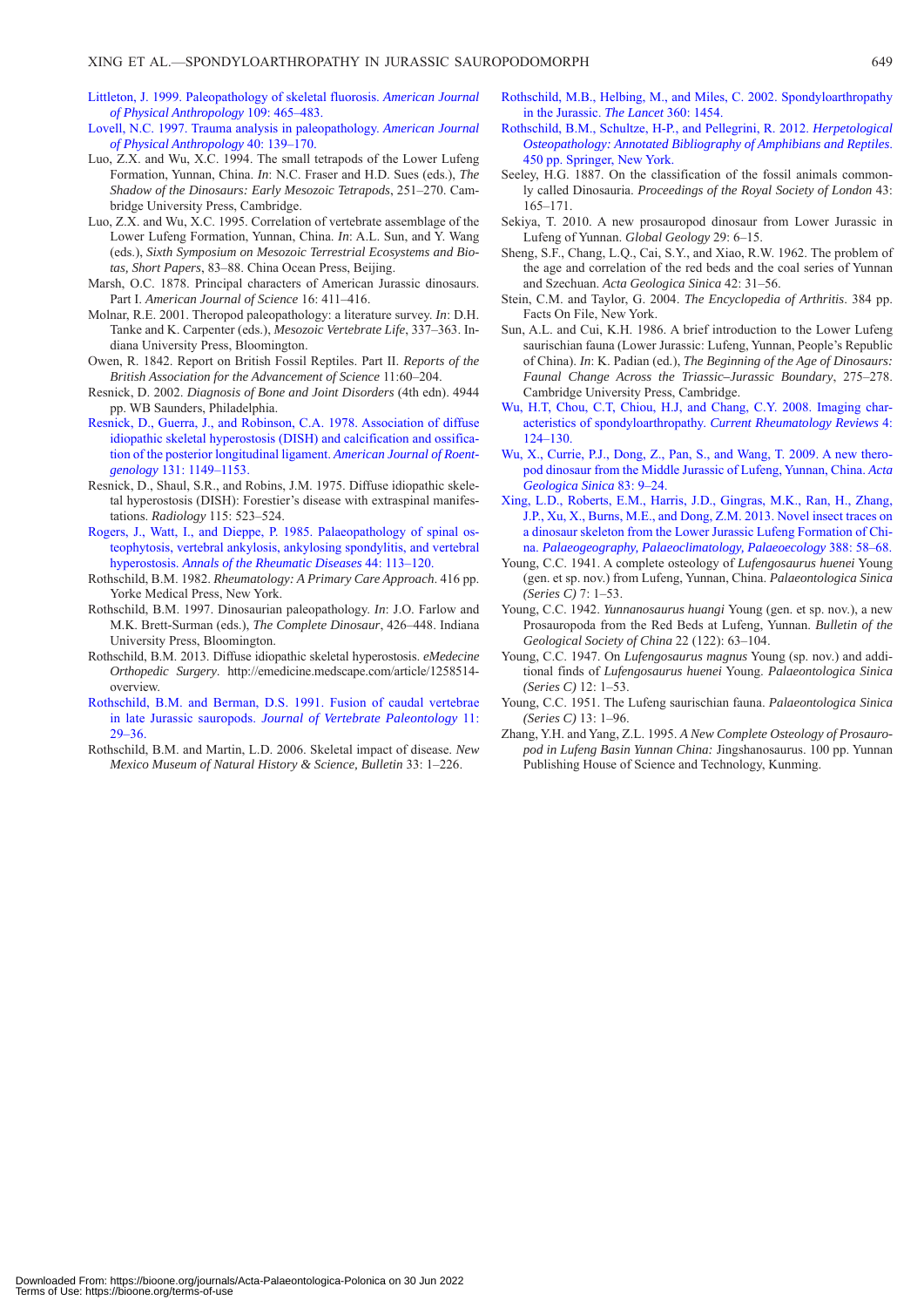Littleton, J. 1999. Paleopathology of skeletal fluorosis. *American Journal of Physical Anthropology* 109: 465–483.

Lovell, N.C. 1997. Trauma analysis in paleopathology. *American Journal of Physical Anthropology* 40: 139–170.

Luo, Z.X. and Wu, X.C. 1994. The small tetrapods of the Lower Lufeng Formation, Yunnan, China. *In*: N.C. Fraser and H.D. Sues (eds.), *The Shadow of the Dinosaurs: Early Mesozoic Tetrapods*, 251–270. Cambridge University Press, Cambridge.

Luo, Z.X. and Wu, X.C. 1995. Correlation of vertebrate assemblage of the Lower Lufeng Formation, Yunnan, China. *In*: A.L. Sun, and Y. Wang (eds.), *Sixth Symposium on Mesozoic Terrestrial Ecosystems and Biotas, Short Papers*, 83–88. China Ocean Press, Beijing.

Marsh, O.C. 1878. Principal characters of American Jurassic dinosaurs. Part I. *American Journal of Science* 16: 411–416.

Molnar, R.E. 2001. Theropod paleopathology: a literature survey. *In*: D.H. Tanke and K. Carpenter (eds.), *Mesozoic Vertebrate Life*, 337–363. Indiana University Press, Bloomington.

Owen, R. 1842. Report on British Fossil Reptiles. Part II. *Reports of the British Association for the Advancement of Science* 11:60–204.

Resnick, D. 2002. *Diagnosis of Bone and Joint Disorders* (4th edn). 4944 pp. WB Saunders, Philadelphia.

Resnick, D., Guerra, J., and Robinson, C.A. 1978. Association of diffuse idiopathic skeletal hyperostosis (DISH) and calcification and ossification of the posterior longitudinal ligament. *American Journal of Roentgenology* 131: 1149–1153.

Resnick, D., Shaul, S.R., and Robins, J.M. 1975. Diffuse idiopathic skeletal hyperostosis (DISH): Forestier's disease with extraspinal manifestations. *Radiology* 115: 523–524.

Rogers, J., Watt, I., and Dieppe, P. 1985. Palaeopathology of spinal osteophytosis, vertebral ankylosis, ankylosing spondylitis, and vertebral hyperostosis. *Annals of the Rheumatic Diseases* 44: 113–120.

Rothschild, B.M. 1982. *Rheumatology: A Primary Care Approach*. 416 pp. Yorke Medical Press, New York.

Rothschild, B.M. 1997. Dinosaurian paleopathology. *In*: J.O. Farlow and M.K. Brett-Surman (eds.), *The Complete Dinosaur*, 426–448. Indiana University Press, Bloomington.

Rothschild, B.M. 2013. Diffuse idiopathic skeletal hyperostosis. *eMedecine Orthopedic Surgery*. http://emedicine.medscape.com/article/1258514-overview.

Rothschild, B.M. and Berman, D.S. 1991. Fusion of caudal vertebrae in late Jurassic sauropods. *Journal of Vertebrate Paleontology* 11: 29–36.

Rothschild, B.M. and Martin, L.D. 2006. Skeletal impact of disease. *New Mexico Museum of Natural History & Science, Bulletin* 33: 1–226.

Rothschild, M.B., Helbing, M., and Miles, C. 2002. Spondyloarthropathy in the Jurassic. *The Lancet* 360: 1454.

Rothschild, B.M., Schultze, H-P., and Pellegrini, R. 2012. *Herpetological Osteopathology: Annotated Bibliography of Amphibians and Reptiles*. 450 pp. Springer, New York.

Seeley, H.G. 1887. On the classification of the fossil animals commonly called Dinosauria. *Proceedings of the Royal Society of London* 43: 165–171.

Sekiya, T. 2010. A new prosauropod dinosaur from Lower Jurassic in Lufeng of Yunnan. *Global Geology* 29: 6–15.

Sheng, S.F., Chang, L.Q., Cai, S.Y., and Xiao, R.W. 1962. The problem of the age and correlation of the red beds and the coal series of Yunnan and Szechuan. *Acta Geologica Sinica* 42: 31–56.

Stein, C.M. and Taylor, G. 2004. *The Encyclopedia of Arthritis*. 384 pp. Facts On File, New York.

Sun, A.L. and Cui, K.H. 1986. A brief introduction to the Lower Lufeng saurischian fauna (Lower Jurassic: Lufeng, Yunnan, People's Republic of China). *In*: K. Padian (ed.), *The Beginning of the Age of Dinosaurs: Faunal Change Across the Triassic–Jurassic Boundary*, 275–278. Cambridge University Press, Cambridge.

Wu, H.T, Chou, C.T, Chiou, H.J, and Chang, C.Y. 2008. Imaging characteristics of spondyloarthropathy. *Current Rheumatology Reviews* 4: 124–130.

Wu, X., Currie, P.J., Dong, Z., Pan, S., and Wang, T. 2009. A new theropod dinosaur from the Middle Jurassic of Lufeng, Yunnan, China. *Acta Geologica Sinica* 83: 9–24.

Xing, L.D., Roberts, E.M., Harris, J.D., Gingras, M.K., Ran, H., Zhang, J.P., Xu, X., Burns, M.E., and Dong, Z.M. 2013. Novel insect traces on a dinosaur skeleton from the Lower Jurassic Lufeng Formation of China. *Palaeogeography, Palaeoclimatology, Palaeoecology* 388: 58–68.

Young, C.C. 1941. A complete osteology of *Lufengosaurus huenei* Young (gen. et sp. nov.) from Lufeng, Yunnan, China. *Palaeontologica Sinica (Series C)* 7: 1–53.

Young, C.C. 1942. *Yunnanosaurus huangi* Young (gen. et sp. nov.), a new Prosauropoda from the Red Beds at Lufeng, Yunnan. *Bulletin of the Geological Society of China* 22 (122): 63–104.

Young, C.C. 1947. On *Lufengosaurus magnus* Young (sp. nov.) and additional finds of *Lufengosaurus huenei* Young. *Palaeontologica Sinica (Series C)* 12: 1–53.

Young, C.C. 1951. The Lufeng saurischian fauna. *Palaeontologica Sinica (Series C)* 13: 1–96.

Zhang, Y.H. and Yang, Z.L. 1995. *A New Complete Osteology of Prosauropod in Lufeng Basin Yunnan China:* Jingshanosaurus. 100 pp. Yunnan Publishing House of Science and Technology, Kunming.